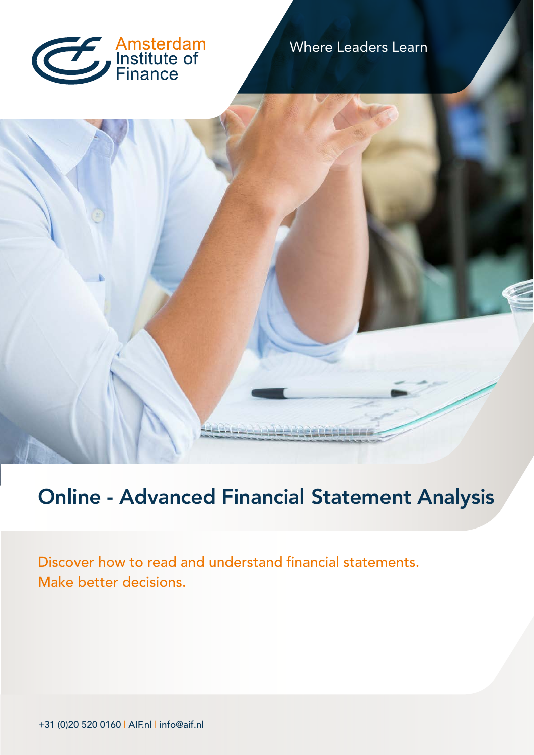Amsterdam Institute of Finance

Where Leaders Learn

# Online - Advanced Financial Statement Analysis

Discover how to read and understand financial statements.
Make better decisions.

+31 (0)20 520 0160 | AIF.nl | info@aif.nl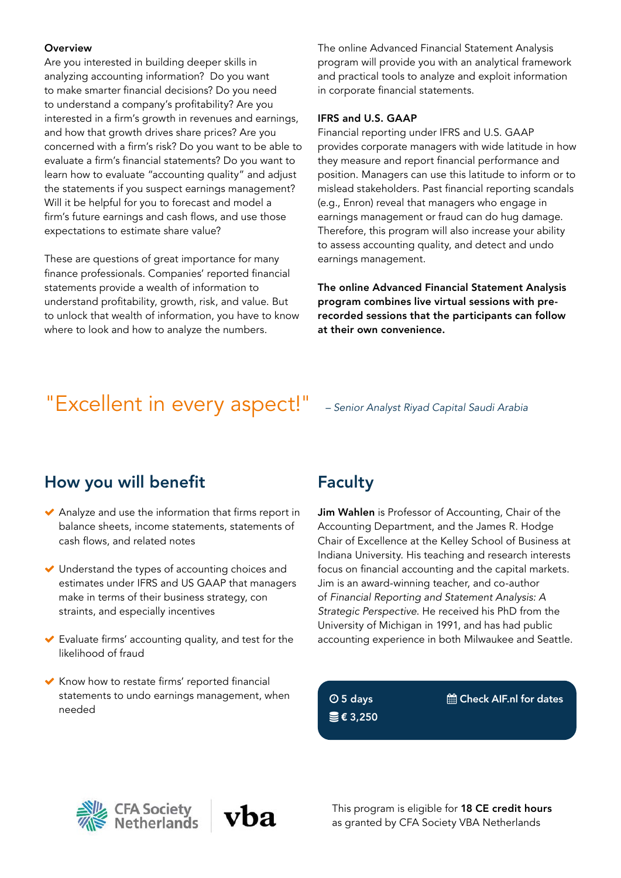**Overview**

Are you interested in building deeper skills in analyzing accounting information? Do you want to make smarter financial decisions? Do you need to understand a company's profitability? Are you interested in a firm's growth in revenues and earnings, and how that growth drives share prices? Are you concerned with a firm's risk? Do you want to be able to evaluate a firm's financial statements? Do you want to learn how to evaluate "accounting quality" and adjust the statements if you suspect earnings management? Will it be helpful for you to forecast and model a firm's future earnings and cash flows, and use those expectations to estimate share value?

These are questions of great importance for many finance professionals. Companies' reported financial statements provide a wealth of information to understand profitability, growth, risk, and value. But to unlock that wealth of information, you have to know where to look and how to analyze the numbers.

The online Advanced Financial Statement Analysis program will provide you with an analytical framework and practical tools to analyze and exploit information in corporate financial statements.

**IFRS and U.S. GAAP**

Financial reporting under IFRS and U.S. GAAP provides corporate managers with wide latitude in how they measure and report financial performance and position. Managers can use this latitude to inform or to mislead stakeholders. Past financial reporting scandals (e.g., Enron) reveal that managers who engage in earnings management or fraud can do hug damage. Therefore, this program will also increase your ability to assess accounting quality, and detect and undo earnings management.

**The online Advanced Financial Statement Analysis program combines live virtual sessions with pre-recorded sessions that the participants can follow at their own convenience.**

"Excellent in every aspect!" – *Senior Analyst Riyad Capital Saudi Arabia*

## How you will benefit

- Analyze and use the information that firms report in balance sheets, income statements, statements of cash flows, and related notes
- Understand the types of accounting choices and estimates under IFRS and US GAAP that managers make in terms of their business strategy, con straints, and especially incentives
- Evaluate firms' accounting quality, and test for the likelihood of fraud
- Know how to restate firms' reported financial statements to undo earnings management, when needed

## Faculty

**Jim Wahlen** is Professor of Accounting, Chair of the Accounting Department, and the James R. Hodge Chair of Excellence at the Kelley School of Business at Indiana University. His teaching and research interests focus on financial accounting and the capital markets. Jim is an award-winning teacher, and co-author of *Financial Reporting and Statement Analysis: A Strategic Perspective*. He received his PhD from the University of Michigan in 1991, and has had public accounting experience in both Milwaukee and Seattle.

**5 days**
**€ 3,250**
**Check AIF.nl for dates**

CFA Society Netherlands | vba

This program is eligible for **18 CE credit hours** as granted by CFA Society VBA Netherlands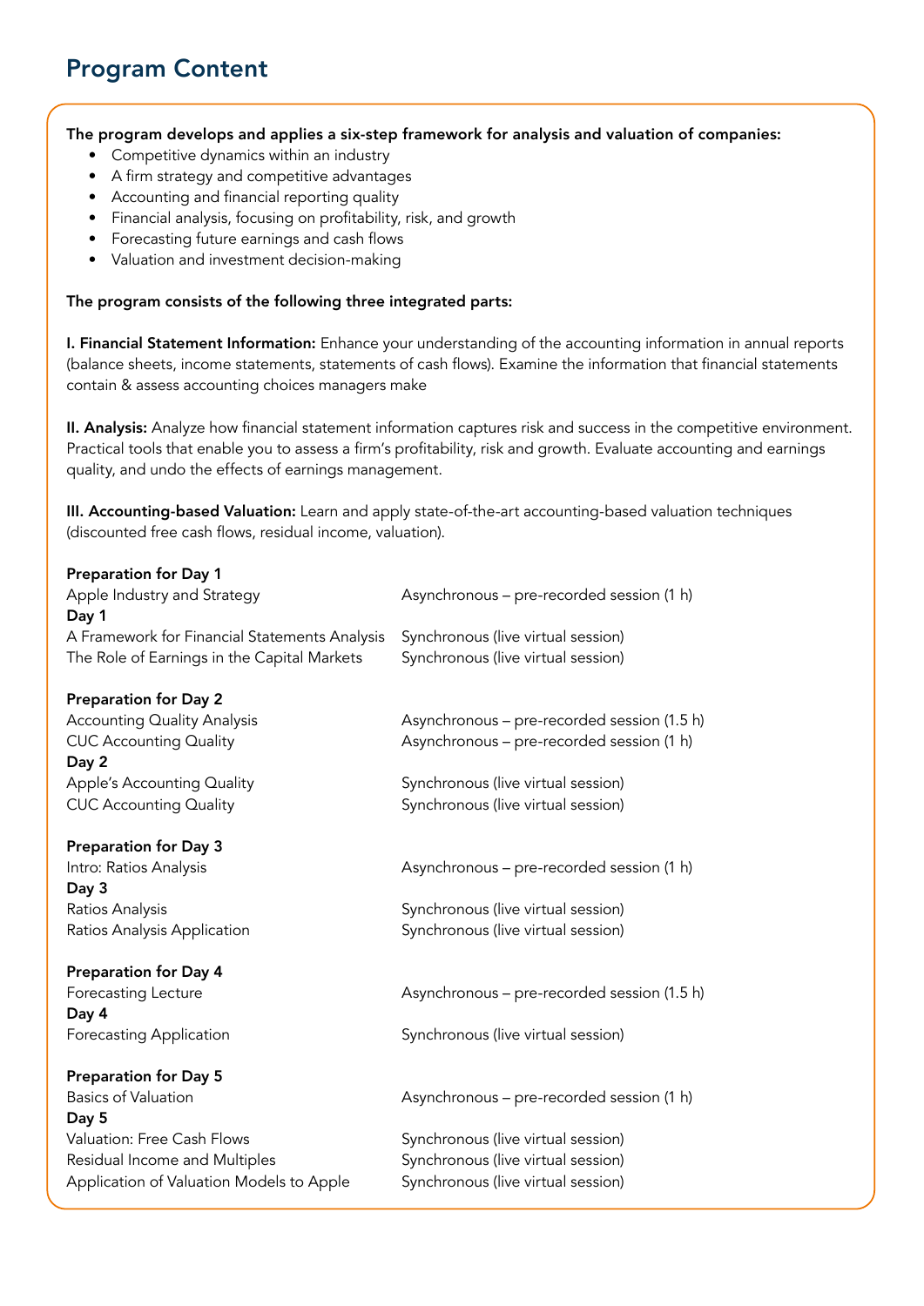## Program Content

**The program develops and applies a six-step framework for analysis and valuation of companies:**

- Competitive dynamics within an industry
- A firm strategy and competitive advantages
- Accounting and financial reporting quality
- Financial analysis, focusing on profitability, risk, and growth
- Forecasting future earnings and cash flows
- Valuation and investment decision-making

**The program consists of the following three integrated parts:**

**I. Financial Statement Information:** Enhance your understanding of the accounting information in annual reports (balance sheets, income statements, statements of cash flows). Examine the information that financial statements contain & assess accounting choices managers make

**II. Analysis:** Analyze how financial statement information captures risk and success in the competitive environment. Practical tools that enable you to assess a firm's profitability, risk and growth. Evaluate accounting and earnings quality, and undo the effects of earnings management.

**III. Accounting-based Valuation:** Learn and apply state-of-the-art accounting-based valuation techniques (discounted free cash flows, residual income, valuation).

| | |
|---|---|
| **Preparation for Day 1** | |
| Apple Industry and Strategy | Asynchronous – pre-recorded session (1 h) |
| **Day 1** | |
| A Framework for Financial Statements Analysis | Synchronous (live virtual session) |
| The Role of Earnings in the Capital Markets | Synchronous (live virtual session) |
| **Preparation for Day 2** | |
| Accounting Quality Analysis | Asynchronous – pre-recorded session (1.5 h) |
| CUC Accounting Quality | Asynchronous – pre-recorded session (1 h) |
| **Day 2** | |
| Apple's Accounting Quality | Synchronous (live virtual session) |
| CUC Accounting Quality | Synchronous (live virtual session) |
| **Preparation for Day 3** | |
| Intro: Ratios Analysis | Asynchronous – pre-recorded session (1 h) |
| **Day 3** | |
| Ratios Analysis | Synchronous (live virtual session) |
| Ratios Analysis Application | Synchronous (live virtual session) |
| **Preparation for Day 4** | |
| Forecasting Lecture | Asynchronous – pre-recorded session (1.5 h) |
| **Day 4** | |
| Forecasting Application | Synchronous (live virtual session) |
| **Preparation for Day 5** | |
| Basics of Valuation | Asynchronous – pre-recorded session (1 h) |
| **Day 5** | |
| Valuation: Free Cash Flows | Synchronous (live virtual session) |
| Residual Income and Multiples | Synchronous (live virtual session) |
| Application of Valuation Models to Apple | Synchronous (live virtual session) |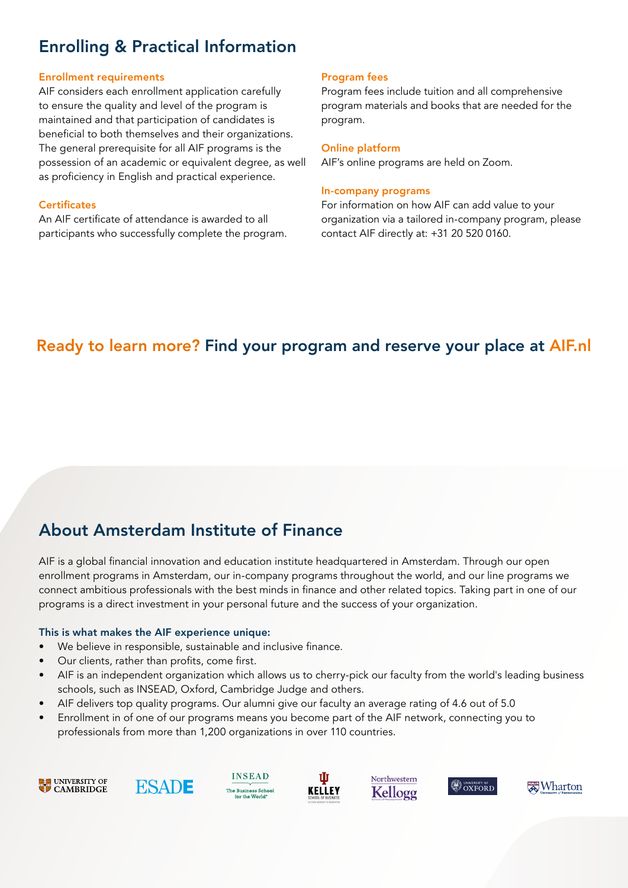# Enrolling & Practical Information

### Enrollment requirements

AIF considers each enrollment application carefully to ensure the quality and level of the program is maintained and that participation of candidates is beneficial to both themselves and their organizations. The general prerequisite for all AIF programs is the possession of an academic or equivalent degree, as well as proficiency in English and practical experience.

### Certificates

An AIF certificate of attendance is awarded to all participants who successfully complete the program.

### Program fees

Program fees include tuition and all comprehensive program materials and books that are needed for the program.

### Online platform

AIF's online programs are held on Zoom.

### In-company programs

For information on how AIF can add value to your organization via a tailored in-company program, please contact AIF directly at: +31 20 520 0160.

## Ready to learn more? Find your program and reserve your place at AIF.nl

# About Amsterdam Institute of Finance

AIF is a global financial innovation and education institute headquartered in Amsterdam. Through our open enrollment programs in Amsterdam, our in-company programs throughout the world, and our line programs we connect ambitious professionals with the best minds in finance and other related topics. Taking part in one of our programs is a direct investment in your personal future and the success of your organization.

### This is what makes the AIF experience unique:

- We believe in responsible, sustainable and inclusive finance.
- Our clients, rather than profits, come first.
- AIF is an independent organization which allows us to cherry-pick our faculty from the world's leading business schools, such as INSEAD, Oxford, Cambridge Judge and others.
- AIF delivers top quality programs. Our alumni give our faculty an average rating of 4.6 out of 5.0
- Enrollment in of one of our programs means you become part of the AIF network, connecting you to professionals from more than 1,200 organizations in over 110 countries.

UNIVERSITY OF CAMBRIDGE | ESADE | INSEAD The Business School for the World | KELLEY SCHOOL OF BUSINESS | Northwestern Kellogg School of Management | UNIVERSITY OF OXFORD | Wharton UNIVERSITY of PENNSYLVANIA